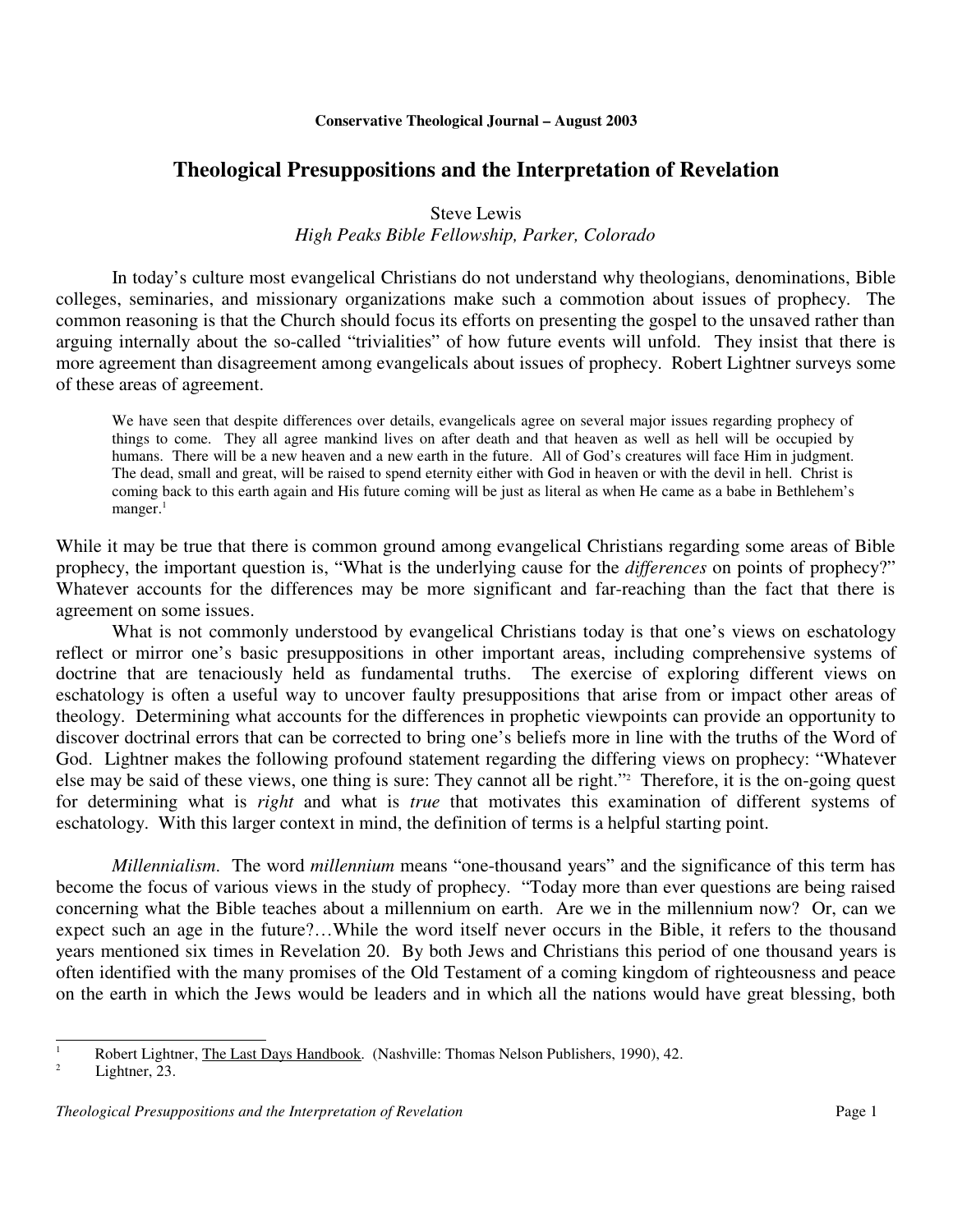**Conservative Theological Journal – August 2003**

# Theological Presuppositions and the Interpretation of Revelation

Steve Lewis
*High Peaks Bible Fellowship, Parker, Colorado*

In today's culture most evangelical Christians do not understand why theologians, denominations, Bible colleges, seminaries, and missionary organizations make such a commotion about issues of prophecy. The common reasoning is that the Church should focus its efforts on presenting the gospel to the unsaved rather than arguing internally about the so-called "trivialities" of how future events will unfold. They insist that there is more agreement than disagreement among evangelicals about issues of prophecy. Robert Lightner surveys some of these areas of agreement.

> We have seen that despite differences over details, evangelicals agree on several major issues regarding prophecy of things to come. They all agree mankind lives on after death and that heaven as well as hell will be occupied by humans. There will be a new heaven and a new earth in the future. All of God's creatures will face Him in judgment. The dead, small and great, will be raised to spend eternity either with God in heaven or with the devil in hell. Christ is coming back to this earth again and His future coming will be just as literal as when He came as a babe in Bethlehem's manger.[1]

While it may be true that there is common ground among evangelical Christians regarding some areas of Bible prophecy, the important question is, "What is the underlying cause for the *differences* on points of prophecy?" Whatever accounts for the differences may be more significant and far-reaching than the fact that there is agreement on some issues.

What is not commonly understood by evangelical Christians today is that one's views on eschatology reflect or mirror one's basic presuppositions in other important areas, including comprehensive systems of doctrine that are tenaciously held as fundamental truths. The exercise of exploring different views on eschatology is often a useful way to uncover faulty presuppositions that arise from or impact other areas of theology. Determining what accounts for the differences in prophetic viewpoints can provide an opportunity to discover doctrinal errors that can be corrected to bring one's beliefs more in line with the truths of the Word of God. Lightner makes the following profound statement regarding the differing views on prophecy: "Whatever else may be said of these views, one thing is sure: They cannot all be right."[2] Therefore, it is the on-going quest for determining what is *right* and what is *true* that motivates this examination of different systems of eschatology. With this larger context in mind, the definition of terms is a helpful starting point.

*Millennialism*. The word *millennium* means "one-thousand years" and the significance of this term has become the focus of various views in the study of prophecy. "Today more than ever questions are being raised concerning what the Bible teaches about a millennium on earth. Are we in the millennium now? Or, can we expect such an age in the future?…While the word itself never occurs in the Bible, it refers to the thousand years mentioned six times in Revelation 20. By both Jews and Christians this period of one thousand years is often identified with the many promises of the Old Testament of a coming kingdom of righteousness and peace on the earth in which the Jews would be leaders and in which all the nations would have great blessing, both

---

[1] Robert Lightner, The Last Days Handbook. (Nashville: Thomas Nelson Publishers, 1990), 42.

[2] Lightner, 23.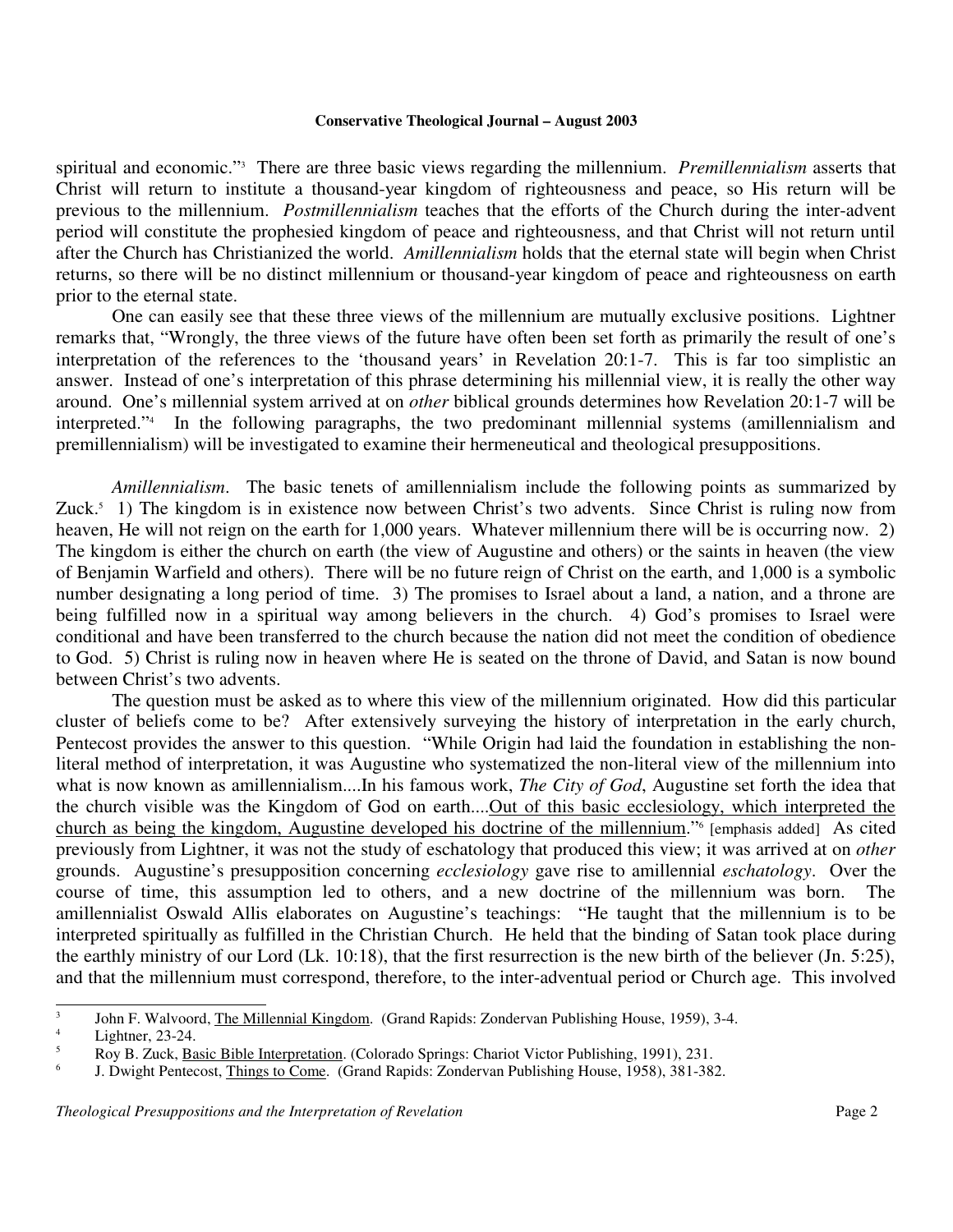spiritual and economic."[3] There are three basic views regarding the millennium. *Premillennialism* asserts that Christ will return to institute a thousand-year kingdom of righteousness and peace, so His return will be previous to the millennium. *Postmillennialism* teaches that the efforts of the Church during the inter-advent period will constitute the prophesied kingdom of peace and righteousness, and that Christ will not return until after the Church has Christianized the world. *Amillennialism* holds that the eternal state will begin when Christ returns, so there will be no distinct millennium or thousand-year kingdom of peace and righteousness on earth prior to the eternal state.

One can easily see that these three views of the millennium are mutually exclusive positions. Lightner remarks that, "Wrongly, the three views of the future have often been set forth as primarily the result of one's interpretation of the references to the 'thousand years' in Revelation 20:1-7. This is far too simplistic an answer. Instead of one's interpretation of this phrase determining his millennial view, it is really the other way around. One's millennial system arrived at on *other* biblical grounds determines how Revelation 20:1-7 will be interpreted."[4] In the following paragraphs, the two predominant millennial systems (amillennialism and premillennialism) will be investigated to examine their hermeneutical and theological presuppositions.

*Amillennialism*. The basic tenets of amillennialism include the following points as summarized by Zuck.[5] 1) The kingdom is in existence now between Christ's two advents. Since Christ is ruling now from heaven, He will not reign on the earth for 1,000 years. Whatever millennium there will be is occurring now. 2) The kingdom is either the church on earth (the view of Augustine and others) or the saints in heaven (the view of Benjamin Warfield and others). There will be no future reign of Christ on the earth, and 1,000 is a symbolic number designating a long period of time. 3) The promises to Israel about a land, a nation, and a throne are being fulfilled now in a spiritual way among believers in the church. 4) God's promises to Israel were conditional and have been transferred to the church because the nation did not meet the condition of obedience to God. 5) Christ is ruling now in heaven where He is seated on the throne of David, and Satan is now bound between Christ's two advents.

The question must be asked as to where this view of the millennium originated. How did this particular cluster of beliefs come to be? After extensively surveying the history of interpretation in the early church, Pentecost provides the answer to this question. "While Origin had laid the foundation in establishing the non-literal method of interpretation, it was Augustine who systematized the non-literal view of the millennium into what is now known as amillennialism....In his famous work, *The City of God*, Augustine set forth the idea that the church visible was the Kingdom of God on earth....<u>Out of this basic ecclesiology, which interpreted the church as being the kingdom, Augustine developed his doctrine of the millennium</u>."[6] [emphasis added] As cited previously from Lightner, it was not the study of eschatology that produced this view; it was arrived at on *other* grounds. Augustine's presupposition concerning *ecclesiology* gave rise to amillennial *eschatology*. Over the course of time, this assumption led to others, and a new doctrine of the millennium was born. The amillennialist Oswald Allis elaborates on Augustine's teachings: "He taught that the millennium is to be interpreted spiritually as fulfilled in the Christian Church. He held that the binding of Satan took place during the earthly ministry of our Lord (Lk. 10:18), that the first resurrection is the new birth of the believer (Jn. 5:25), and that the millennium must correspond, therefore, to the inter-adventual period or Church age. This involved

---

[3] John F. Walvoord, <u>The Millennial Kingdom</u>. (Grand Rapids: Zondervan Publishing House, 1959), 3-4.

[4] Lightner, 23-24.

[5] Roy B. Zuck, <u>Basic Bible Interpretation</u>. (Colorado Springs: Chariot Victor Publishing, 1991), 231.

[6] J. Dwight Pentecost, <u>Things to Come</u>. (Grand Rapids: Zondervan Publishing House, 1958), 381-382.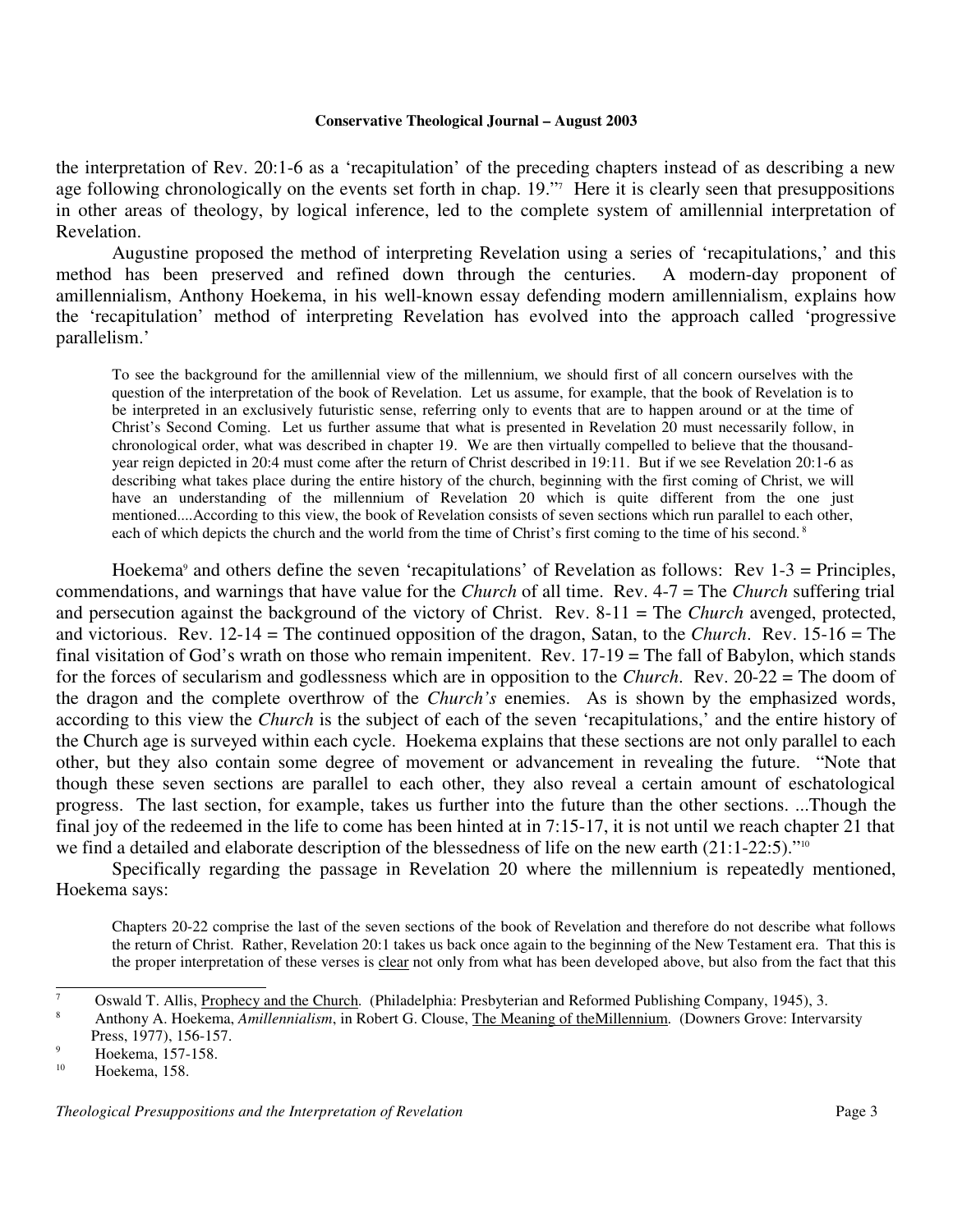the interpretation of Rev. 20:1-6 as a 'recapitulation' of the preceding chapters instead of as describing a new age following chronologically on the events set forth in chap. 19."[7] Here it is clearly seen that presuppositions in other areas of theology, by logical inference, led to the complete system of amillennial interpretation of Revelation.

Augustine proposed the method of interpreting Revelation using a series of 'recapitulations,' and this method has been preserved and refined down through the centuries. A modern-day proponent of amillennialism, Anthony Hoekema, in his well-known essay defending modern amillennialism, explains how the 'recapitulation' method of interpreting Revelation has evolved into the approach called 'progressive parallelism.'

> To see the background for the amillennial view of the millennium, we should first of all concern ourselves with the question of the interpretation of the book of Revelation. Let us assume, for example, that the book of Revelation is to be interpreted in an exclusively futuristic sense, referring only to events that are to happen around or at the time of Christ's Second Coming. Let us further assume that what is presented in Revelation 20 must necessarily follow, in chronological order, what was described in chapter 19. We are then virtually compelled to believe that the thousand-year reign depicted in 20:4 must come after the return of Christ described in 19:11. But if we see Revelation 20:1-6 as describing what takes place during the entire history of the church, beginning with the first coming of Christ, we will have an understanding of the millennium of Revelation 20 which is quite different from the one just mentioned....According to this view, the book of Revelation consists of seven sections which run parallel to each other, each of which depicts the church and the world from the time of Christ's first coming to the time of his second.[8]

Hoekema[9] and others define the seven 'recapitulations' of Revelation as follows: Rev 1-3 = Principles, commendations, and warnings that have value for the *Church* of all time. Rev. 4-7 = The *Church* suffering trial and persecution against the background of the victory of Christ. Rev. 8-11 = The *Church* avenged, protected, and victorious. Rev. 12-14 = The continued opposition of the dragon, Satan, to the *Church*. Rev. 15-16 = The final visitation of God's wrath on those who remain impenitent. Rev. 17-19 = The fall of Babylon, which stands for the forces of secularism and godlessness which are in opposition to the *Church*. Rev. 20-22 = The doom of the dragon and the complete overthrow of the *Church's* enemies. As is shown by the emphasized words, according to this view the *Church* is the subject of each of the seven 'recapitulations,' and the entire history of the Church age is surveyed within each cycle. Hoekema explains that these sections are not only parallel to each other, but they also contain some degree of movement or advancement in revealing the future. "Note that though these seven sections are parallel to each other, they also reveal a certain amount of eschatological progress. The last section, for example, takes us further into the future than the other sections. ...Though the final joy of the redeemed in the life to come has been hinted at in 7:15-17, it is not until we reach chapter 21 that we find a detailed and elaborate description of the blessedness of life on the new earth (21:1-22:5)."[10]

Specifically regarding the passage in Revelation 20 where the millennium is repeatedly mentioned, Hoekema says:

> Chapters 20-22 comprise the last of the seven sections of the book of Revelation and therefore do not describe what follows the return of Christ. Rather, Revelation 20:1 takes us back once again to the beginning of the New Testament era. That this is the proper interpretation of these verses is <u>clear</u> not only from what has been developed above, but also from the fact that this

---

[7] Oswald T. Allis, <u>Prophecy and the Church</u>. (Philadelphia: Presbyterian and Reformed Publishing Company, 1945), 3.

[8] Anthony A. Hoekema, *Amillennialism*, in Robert G. Clouse, <u>The Meaning of theMillennium</u>. (Downers Grove: Intervarsity Press, 1977), 156-157.

[9] Hoekema, 157-158.

[10] Hoekema, 158.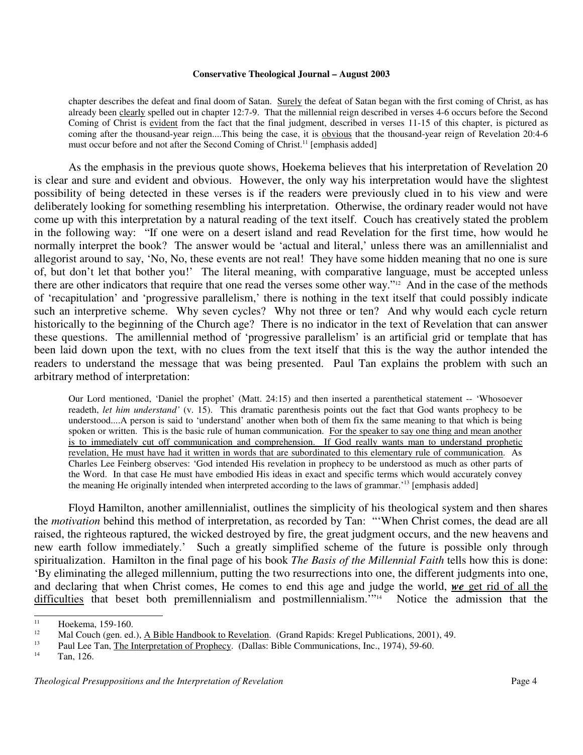> chapter describes the defeat and final doom of Satan. Surely the defeat of Satan began with the first coming of Christ, as has already been clearly spelled out in chapter 12:7-9. That the millennial reign described in verses 4-6 occurs before the Second Coming of Christ is evident from the fact that the final judgment, described in verses 11-15 of this chapter, is pictured as coming after the thousand-year reign....This being the case, it is obvious that the thousand-year reign of Revelation 20:4-6 must occur before and not after the Second Coming of Christ.[11] [emphasis added]

As the emphasis in the previous quote shows, Hoekema believes that his interpretation of Revelation 20 is clear and sure and evident and obvious. However, the only way his interpretation would have the slightest possibility of being detected in these verses is if the readers were previously clued in to his view and were deliberately looking for something resembling his interpretation. Otherwise, the ordinary reader would not have come up with this interpretation by a natural reading of the text itself. Couch has creatively stated the problem in the following way: "If one were on a desert island and read Revelation for the first time, how would he normally interpret the book? The answer would be 'actual and literal,' unless there was an amillennialist and allegorist around to say, 'No, No, these events are not real! They have some hidden meaning that no one is sure of, but don't let that bother you!' The literal meaning, with comparative language, must be accepted unless there are other indicators that require that one read the verses some other way."[12] And in the case of the methods of 'recapitulation' and 'progressive parallelism,' there is nothing in the text itself that could possibly indicate such an interpretive scheme. Why seven cycles? Why not three or ten? And why would each cycle return historically to the beginning of the Church age? There is no indicator in the text of Revelation that can answer these questions. The amillennial method of 'progressive parallelism' is an artificial grid or template that has been laid down upon the text, with no clues from the text itself that this is the way the author intended the readers to understand the message that was being presented. Paul Tan explains the problem with such an arbitrary method of interpretation:

> Our Lord mentioned, 'Daniel the prophet' (Matt. 24:15) and then inserted a parenthetical statement -- 'Whosoever readeth, *let him understand'* (v. 15). This dramatic parenthesis points out the fact that God wants prophecy to be understood....A person is said to 'understand' another when both of them fix the same meaning to that which is being spoken or written. This is the basic rule of human communication. For the speaker to say one thing and mean another is to immediately cut off communication and comprehension. If God really wants man to understand prophetic revelation, He must have had it written in words that are subordinated to this elementary rule of communication. As Charles Lee Feinberg observes: 'God intended His revelation in prophecy to be understood as much as other parts of the Word. In that case He must have embodied His ideas in exact and specific terms which would accurately convey the meaning He originally intended when interpreted according to the laws of grammar.'[13] [emphasis added]

Floyd Hamilton, another amillennialist, outlines the simplicity of his theological system and then shares the *motivation* behind this method of interpretation, as recorded by Tan: "'When Christ comes, the dead are all raised, the righteous raptured, the wicked destroyed by fire, the great judgment occurs, and the new heavens and new earth follow immediately.' Such a greatly simplified scheme of the future is possible only through spiritualization. Hamilton in the final page of his book *The Basis of the Millennial Faith* tells how this is done: 'By eliminating the alleged millennium, putting the two resurrections into one, the different judgments into one, and declaring that when Christ comes, He comes to end this age and judge the world, ***we*** get rid of all the difficulties that beset both premillennialism and postmillennialism.'"[14] Notice the admission that the

---

[11] Hoekema, 159-160.

[12] Mal Couch (gen. ed.), A Bible Handbook to Revelation. (Grand Rapids: Kregel Publications, 2001), 49.

[13] Paul Lee Tan, The Interpretation of Prophecy. (Dallas: Bible Communications, Inc., 1974), 59-60.

[14] Tan, 126.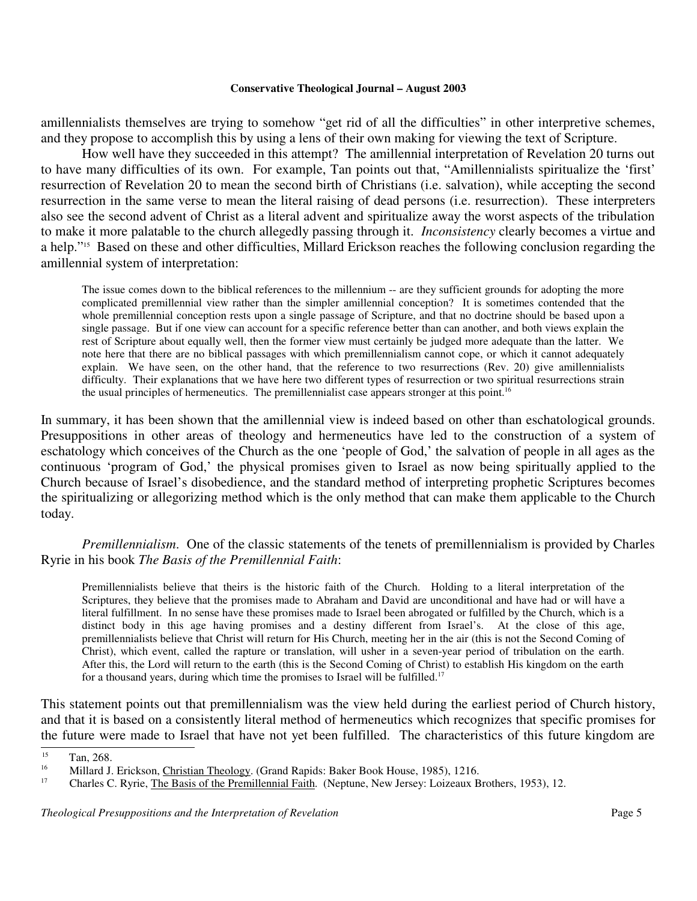amillennialists themselves are trying to somehow "get rid of all the difficulties" in other interpretive schemes, and they propose to accomplish this by using a lens of their own making for viewing the text of Scripture.

How well have they succeeded in this attempt? The amillennial interpretation of Revelation 20 turns out to have many difficulties of its own. For example, Tan points out that, "Amillennialists spiritualize the 'first' resurrection of Revelation 20 to mean the second birth of Christians (i.e. salvation), while accepting the second resurrection in the same verse to mean the literal raising of dead persons (i.e. resurrection). These interpreters also see the second advent of Christ as a literal advent and spiritualize away the worst aspects of the tribulation to make it more palatable to the church allegedly passing through it. *Inconsistency* clearly becomes a virtue and a help."[15] Based on these and other difficulties, Millard Erickson reaches the following conclusion regarding the amillennial system of interpretation:

> The issue comes down to the biblical references to the millennium -- are they sufficient grounds for adopting the more complicated premillennial view rather than the simpler amillennial conception? It is sometimes contended that the whole premillennial conception rests upon a single passage of Scripture, and that no doctrine should be based upon a single passage. But if one view can account for a specific reference better than can another, and both views explain the rest of Scripture about equally well, then the former view must certainly be judged more adequate than the latter. We note here that there are no biblical passages with which premillennialism cannot cope, or which it cannot adequately explain. We have seen, on the other hand, that the reference to two resurrections (Rev. 20) give amillennialists difficulty. Their explanations that we have here two different types of resurrection or two spiritual resurrections strain the usual principles of hermeneutics. The premillennialist case appears stronger at this point.[16]

In summary, it has been shown that the amillennial view is indeed based on other than eschatological grounds. Presuppositions in other areas of theology and hermeneutics have led to the construction of a system of eschatology which conceives of the Church as the one 'people of God,' the salvation of people in all ages as the continuous 'program of God,' the physical promises given to Israel as now being spiritually applied to the Church because of Israel's disobedience, and the standard method of interpreting prophetic Scriptures becomes the spiritualizing or allegorizing method which is the only method that can make them applicable to the Church today.

*Premillennialism*. One of the classic statements of the tenets of premillennialism is provided by Charles Ryrie in his book *The Basis of the Premillennial Faith*:

> Premillennialists believe that theirs is the historic faith of the Church. Holding to a literal interpretation of the Scriptures, they believe that the promises made to Abraham and David are unconditional and have had or will have a literal fulfillment. In no sense have these promises made to Israel been abrogated or fulfilled by the Church, which is a distinct body in this age having promises and a destiny different from Israel's. At the close of this age, premillennialists believe that Christ will return for His Church, meeting her in the air (this is not the Second Coming of Christ), which event, called the rapture or translation, will usher in a seven-year period of tribulation on the earth. After this, the Lord will return to the earth (this is the Second Coming of Christ) to establish His kingdom on the earth for a thousand years, during which time the promises to Israel will be fulfilled.[17]

This statement points out that premillennialism was the view held during the earliest period of Church history, and that it is based on a consistently literal method of hermeneutics which recognizes that specific promises for the future were made to Israel that have not yet been fulfilled. The characteristics of this future kingdom are

---

[15] Tan, 268.

[16] Millard J. Erickson, Christian Theology. (Grand Rapids: Baker Book House, 1985), 1216.

[17] Charles C. Ryrie, The Basis of the Premillennial Faith. (Neptune, New Jersey: Loizeaux Brothers, 1953), 12.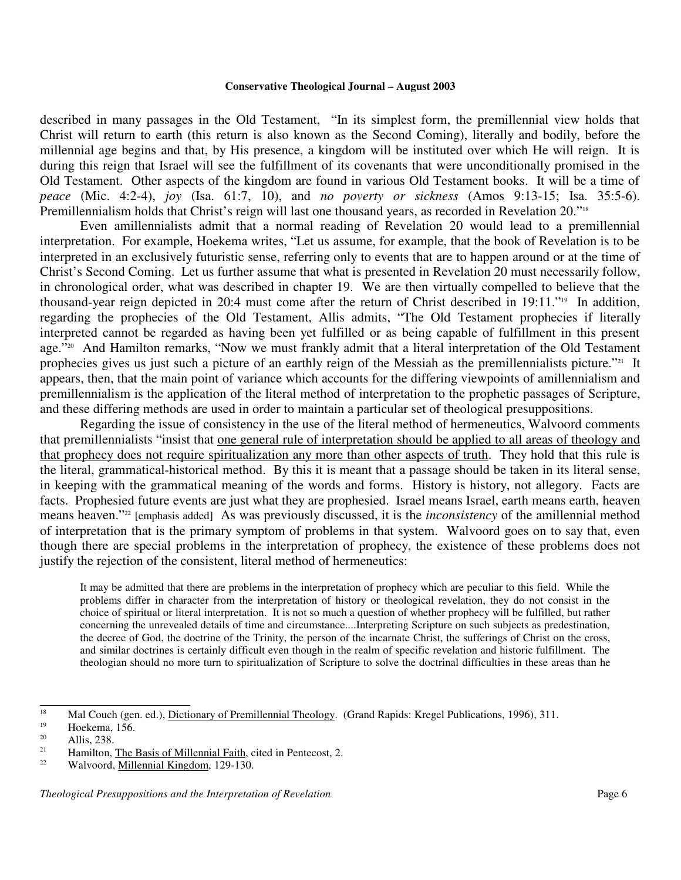described in many passages in the Old Testament, "In its simplest form, the premillennial view holds that Christ will return to earth (this return is also known as the Second Coming), literally and bodily, before the millennial age begins and that, by His presence, a kingdom will be instituted over which He will reign. It is during this reign that Israel will see the fulfillment of its covenants that were unconditionally promised in the Old Testament. Other aspects of the kingdom are found in various Old Testament books. It will be a time of *peace* (Mic. 4:2-4), *joy* (Isa. 61:7, 10), and *no poverty or sickness* (Amos 9:13-15; Isa. 35:5-6). Premillennialism holds that Christ's reign will last one thousand years, as recorded in Revelation 20."[18]

Even amillennialists admit that a normal reading of Revelation 20 would lead to a premillennial interpretation. For example, Hoekema writes, "Let us assume, for example, that the book of Revelation is to be interpreted in an exclusively futuristic sense, referring only to events that are to happen around or at the time of Christ's Second Coming. Let us further assume that what is presented in Revelation 20 must necessarily follow, in chronological order, what was described in chapter 19. We are then virtually compelled to believe that the thousand-year reign depicted in 20:4 must come after the return of Christ described in 19:11."[19] In addition, regarding the prophecies of the Old Testament, Allis admits, "The Old Testament prophecies if literally interpreted cannot be regarded as having been yet fulfilled or as being capable of fulfillment in this present age."[20] And Hamilton remarks, "Now we must frankly admit that a literal interpretation of the Old Testament prophecies gives us just such a picture of an earthly reign of the Messiah as the premillennialists picture."[21] It appears, then, that the main point of variance which accounts for the differing viewpoints of amillennialism and premillennialism is the application of the literal method of interpretation to the prophetic passages of Scripture, and these differing methods are used in order to maintain a particular set of theological presuppositions.

Regarding the issue of consistency in the use of the literal method of hermeneutics, Walvoord comments that premillennialists "insist that <u>one general rule of interpretation should be applied to all areas of theology and that prophecy does not require spiritualization any more than other aspects of truth</u>. They hold that this rule is the literal, grammatical-historical method. By this it is meant that a passage should be taken in its literal sense, in keeping with the grammatical meaning of the words and forms. History is history, not allegory. Facts are facts. Prophesied future events are just what they are prophesied. Israel means Israel, earth means earth, heaven means heaven."[22] [emphasis added] As was previously discussed, it is the *inconsistency* of the amillennial method of interpretation that is the primary symptom of problems in that system. Walvoord goes on to say that, even though there are special problems in the interpretation of prophecy, the existence of these problems does not justify the rejection of the consistent, literal method of hermeneutics:

> It may be admitted that there are problems in the interpretation of prophecy which are peculiar to this field. While the problems differ in character from the interpretation of history or theological revelation, they do not consist in the choice of spiritual or literal interpretation. It is not so much a question of whether prophecy will be fulfilled, but rather concerning the unrevealed details of time and circumstance....Interpreting Scripture on such subjects as predestination, the decree of God, the doctrine of the Trinity, the person of the incarnate Christ, the sufferings of Christ on the cross, and similar doctrines is certainly difficult even though in the realm of specific revelation and historic fulfillment. The theologian should no more turn to spiritualization of Scripture to solve the doctrinal difficulties in these areas than he

---

[18] Mal Couch (gen. ed.), <u>Dictionary of Premillennial Theology</u>. (Grand Rapids: Kregel Publications, 1996), 311.

[19] Hoekema, 156.

[20] Allis, 238.

[21] Hamilton, <u>The Basis of Millennial Faith</u>, cited in Pentecost, 2.

[22] Walvoord, <u>Millennial Kingdom</u>, 129-130.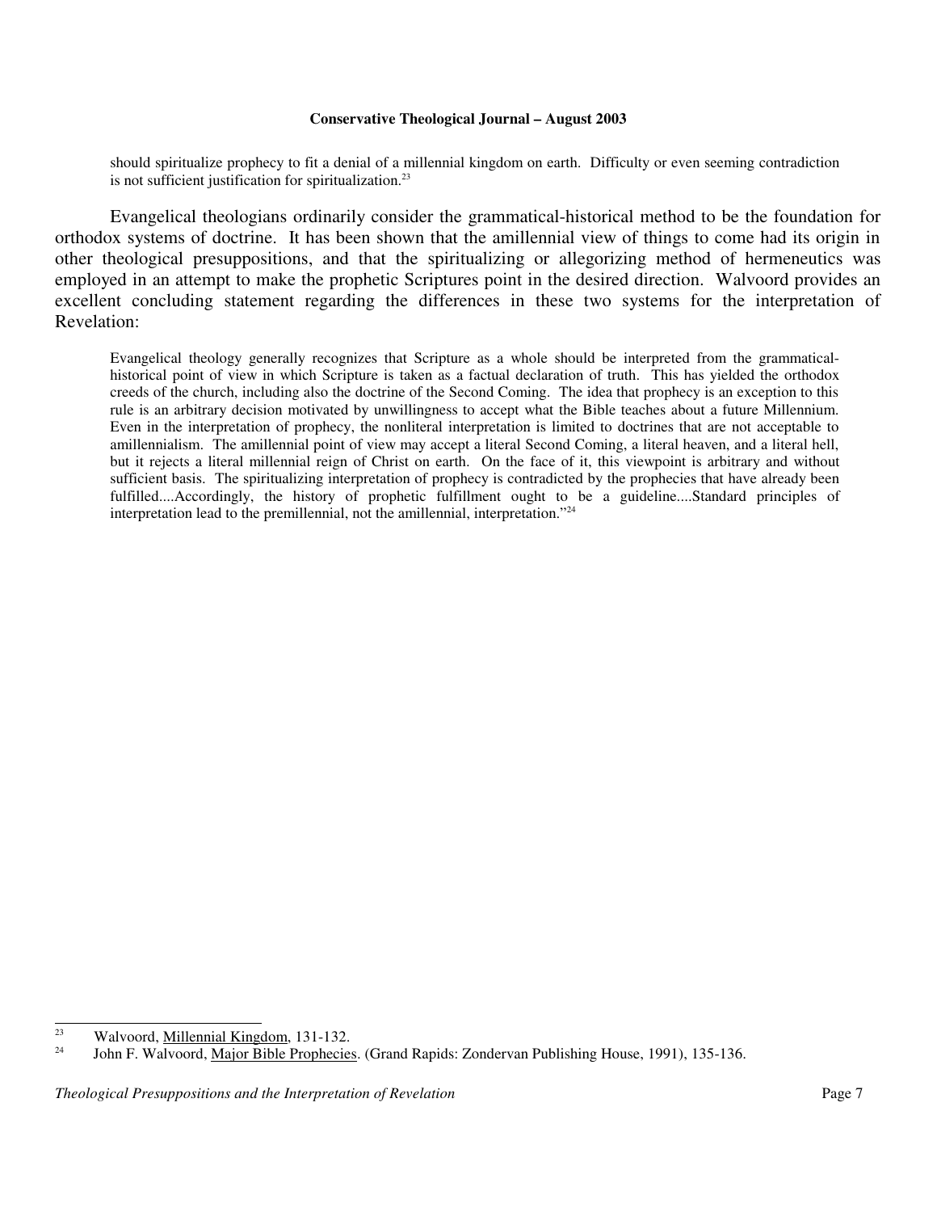> should spiritualize prophecy to fit a denial of a millennial kingdom on earth. Difficulty or even seeming contradiction is not sufficient justification for spiritualization.[23]

Evangelical theologians ordinarily consider the grammatical-historical method to be the foundation for orthodox systems of doctrine. It has been shown that the amillennial view of things to come had its origin in other theological presuppositions, and that the spiritualizing or allegorizing method of hermeneutics was employed in an attempt to make the prophetic Scriptures point in the desired direction. Walvoord provides an excellent concluding statement regarding the differences in these two systems for the interpretation of Revelation:

> Evangelical theology generally recognizes that Scripture as a whole should be interpreted from the grammatical-historical point of view in which Scripture is taken as a factual declaration of truth. This has yielded the orthodox creeds of the church, including also the doctrine of the Second Coming. The idea that prophecy is an exception to this rule is an arbitrary decision motivated by unwillingness to accept what the Bible teaches about a future Millennium. Even in the interpretation of prophecy, the nonliteral interpretation is limited to doctrines that are not acceptable to amillennialism. The amillennial point of view may accept a literal Second Coming, a literal heaven, and a literal hell, but it rejects a literal millennial reign of Christ on earth. On the face of it, this viewpoint is arbitrary and without sufficient basis. The spiritualizing interpretation of prophecy is contradicted by the prophecies that have already been fulfilled....Accordingly, the history of prophetic fulfillment ought to be a guideline....Standard principles of interpretation lead to the premillennial, not the amillennial, interpretation."[24]

---

[23] Walvoord, Millennial Kingdom, 131-132.

[24] John F. Walvoord, Major Bible Prophecies. (Grand Rapids: Zondervan Publishing House, 1991), 135-136.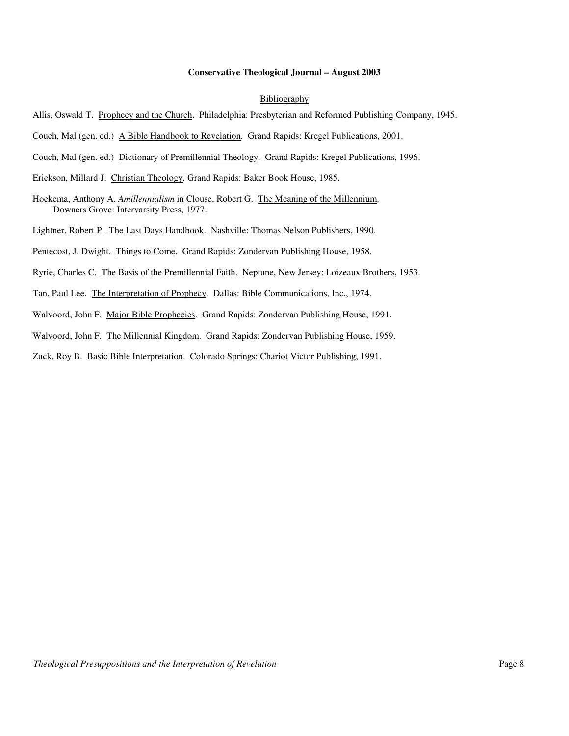## Bibliography

Allis, Oswald T. Prophecy and the Church. Philadelphia: Presbyterian and Reformed Publishing Company, 1945.

Couch, Mal (gen. ed.) A Bible Handbook to Revelation. Grand Rapids: Kregel Publications, 2001.

Couch, Mal (gen. ed.) Dictionary of Premillennial Theology. Grand Rapids: Kregel Publications, 1996.

Erickson, Millard J. Christian Theology. Grand Rapids: Baker Book House, 1985.

Hoekema, Anthony A. *Amillennialism* in Clouse, Robert G. The Meaning of the Millennium. Downers Grove: Intervarsity Press, 1977.

Lightner, Robert P. The Last Days Handbook. Nashville: Thomas Nelson Publishers, 1990.

Pentecost, J. Dwight. Things to Come. Grand Rapids: Zondervan Publishing House, 1958.

Ryrie, Charles C. The Basis of the Premillennial Faith. Neptune, New Jersey: Loizeaux Brothers, 1953.

Tan, Paul Lee. The Interpretation of Prophecy. Dallas: Bible Communications, Inc., 1974.

Walvoord, John F. Major Bible Prophecies. Grand Rapids: Zondervan Publishing House, 1991.

Walvoord, John F. The Millennial Kingdom. Grand Rapids: Zondervan Publishing House, 1959.

Zuck, Roy B. Basic Bible Interpretation. Colorado Springs: Chariot Victor Publishing, 1991.